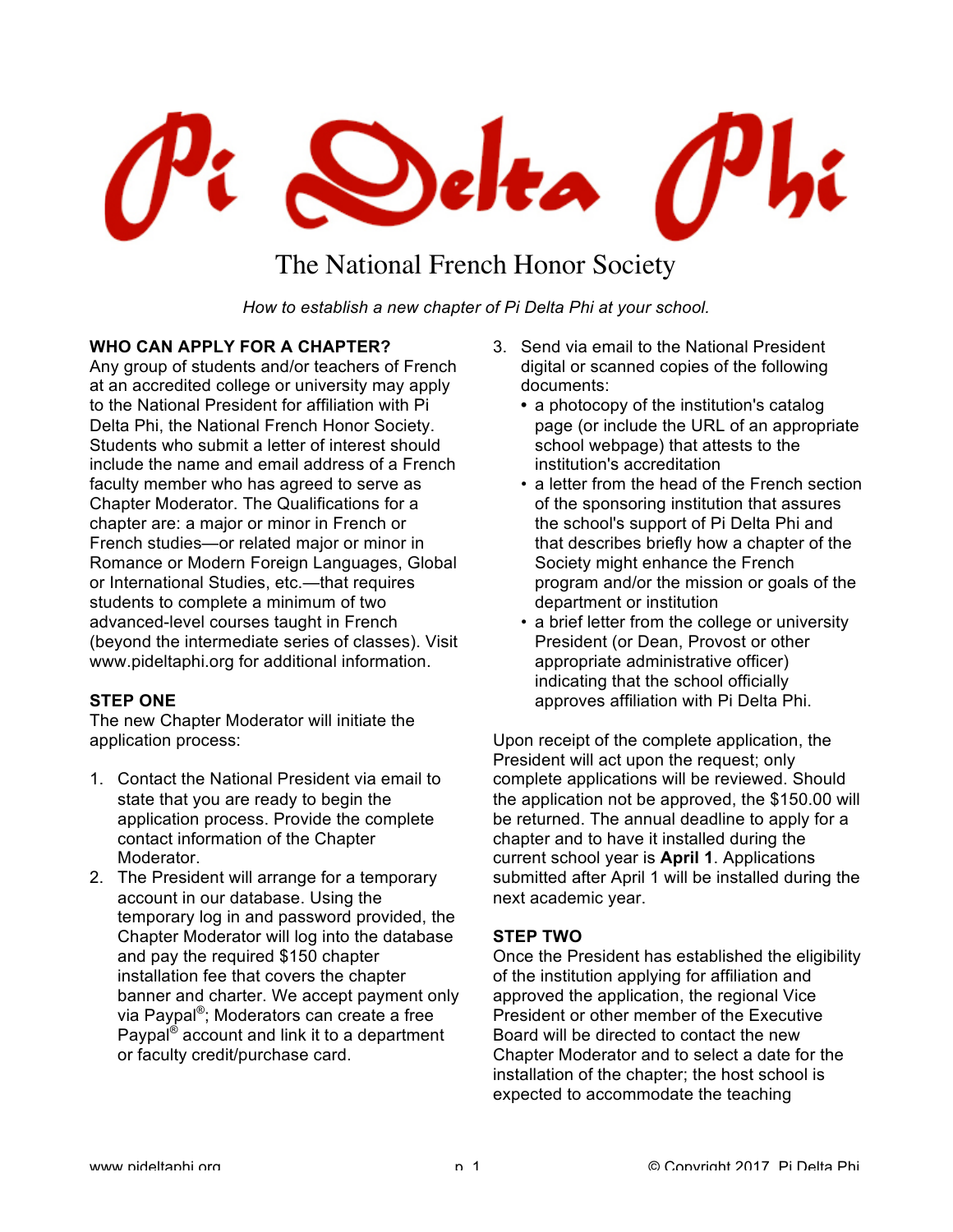# Pi Delta Phi

## The National French Honor Society

*How to establish a new chapter of Pi Delta Phi at your school.*

**WHO CAN APPLY FOR A CHAPTER?**

Any group of students and/or teachers of French at an accredited college or university may apply to the National President for affiliation with Pi Delta Phi, the National French Honor Society. Students who submit a letter of interest should include the name and email address of a French faculty member who has agreed to serve as Chapter Moderator. The Qualifications for a chapter are: a major or minor in French or French studies—or related major or minor in Romance or Modern Foreign Languages, Global or International Studies, etc.—that requires students to complete a minimum of two advanced-level courses taught in French (beyond the intermediate series of classes). Visit www.pideltaphi.org for additional information.

**STEP ONE**

The new Chapter Moderator will initiate the application process:

1. Contact the National President via email to state that you are ready to begin the application process. Provide the complete contact information of the Chapter Moderator.
2. The President will arrange for a temporary account in our database. Using the temporary log in and password provided, the Chapter Moderator will log into the database and pay the required $150 chapter installation fee that covers the chapter banner and charter. We accept payment only via Paypal®; Moderators can create a free Paypal® account and link it to a department or faculty credit/purchase card.
3. Send via email to the National President digital or scanned copies of the following documents:
   - a photocopy of the institution's catalog page (or include the URL of an appropriate school webpage) that attests to the institution's accreditation
   - a letter from the head of the French section of the sponsoring institution that assures the school's support of Pi Delta Phi and that describes briefly how a chapter of the Society might enhance the French program and/or the mission or goals of the department or institution
   - a brief letter from the college or university President (or Dean, Provost or other appropriate administrative officer) indicating that the school officially approves affiliation with Pi Delta Phi.

Upon receipt of the complete application, the President will act upon the request; only complete applications will be reviewed. Should the application not be approved, the $150.00 will be returned. The annual deadline to apply for a chapter and to have it installed during the current school year is **April 1**. Applications submitted after April 1 will be installed during the next academic year.

**STEP TWO**

Once the President has established the eligibility of the institution applying for affiliation and approved the application, the regional Vice President or other member of the Executive Board will be directed to contact the new Chapter Moderator and to select a date for the installation of the chapter; the host school is expected to accommodate the teaching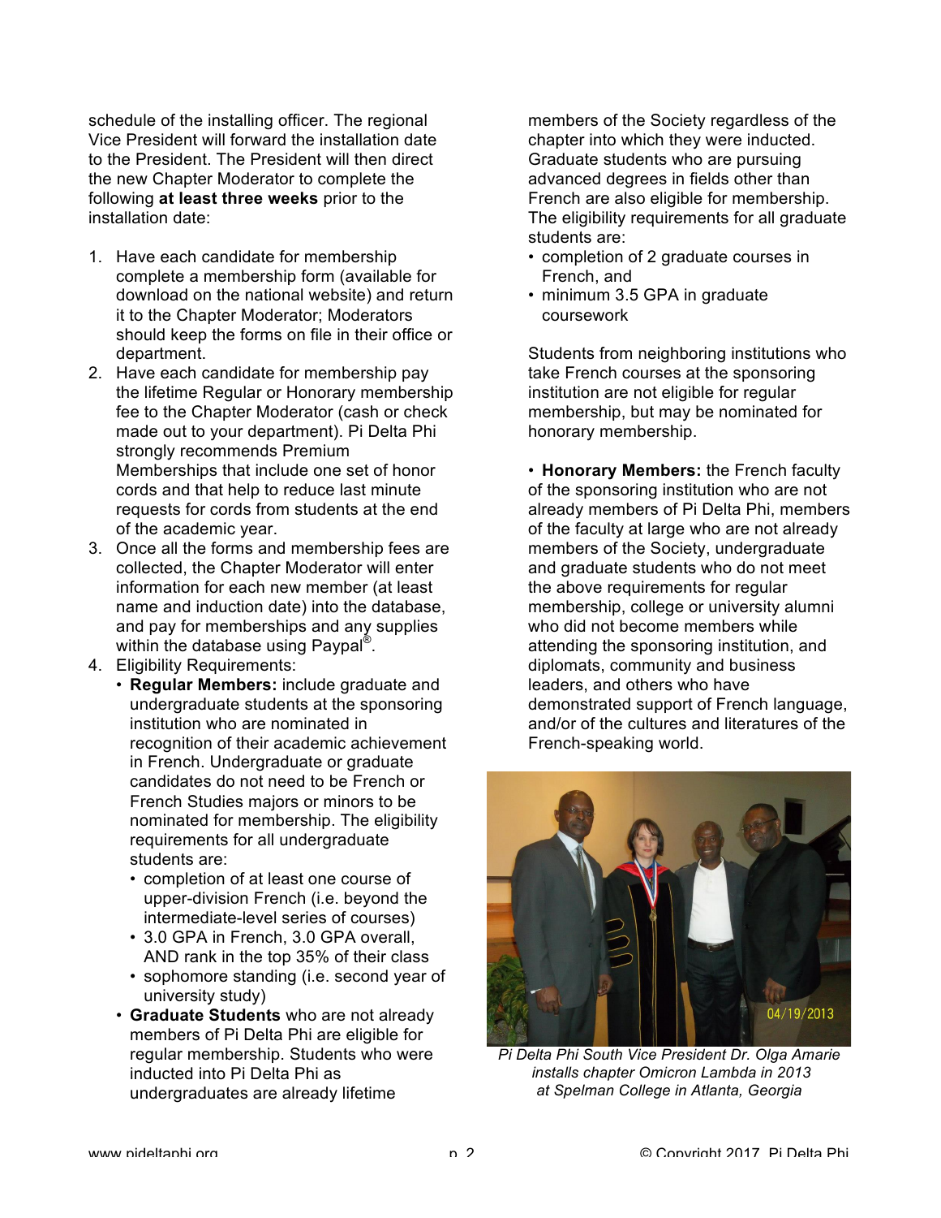schedule of the installing officer. The regional Vice President will forward the installation date to the President. The President will then direct the new Chapter Moderator to complete the following **at least three weeks** prior to the installation date:

1. Have each candidate for membership complete a membership form (available for download on the national website) and return it to the Chapter Moderator; Moderators should keep the forms on file in their office or department.
2. Have each candidate for membership pay the lifetime Regular or Honorary membership fee to the Chapter Moderator (cash or check made out to your department). Pi Delta Phi strongly recommends Premium Memberships that include one set of honor cords and that help to reduce last minute requests for cords from students at the end of the academic year.
3. Once all the forms and membership fees are collected, the Chapter Moderator will enter information for each new member (at least name and induction date) into the database, and pay for memberships and any supplies within the database using Paypal®.
4. Eligibility Requirements:
   - **Regular Members:** include graduate and undergraduate students at the sponsoring institution who are nominated in recognition of their academic achievement in French. Undergraduate or graduate candidates do not need to be French or French Studies majors or minors to be nominated for membership. The eligibility requirements for all undergraduate students are:
     - completion of at least one course of upper-division French (i.e. beyond the intermediate-level series of courses)
     - 3.0 GPA in French, 3.0 GPA overall, AND rank in the top 35% of their class
     - sophomore standing (i.e. second year of university study)
   - **Graduate Students** who are not already members of Pi Delta Phi are eligible for regular membership. Students who were inducted into Pi Delta Phi as undergraduates are already lifetime members of the Society regardless of the chapter into which they were inducted. Graduate students who are pursuing advanced degrees in fields other than French are also eligible for membership. The eligibility requirements for all graduate students are:
     - completion of 2 graduate courses in French, and
     - minimum 3.5 GPA in graduate coursework

     Students from neighboring institutions who take French courses at the sponsoring institution are not eligible for regular membership, but may be nominated for honorary membership.

   - **Honorary Members:** the French faculty of the sponsoring institution who are not already members of Pi Delta Phi, members of the faculty at large who are not already members of the Society, undergraduate and graduate students who do not meet the above requirements for regular membership, college or university alumni who did not become members while attending the sponsoring institution, and diplomats, community and business leaders, and others who have demonstrated support of French language, and/or of the cultures and literatures of the French-speaking world.

*Pi Delta Phi South Vice President Dr. Olga Amarie installs chapter Omicron Lambda in 2013 at Spelman College in Atlanta, Georgia*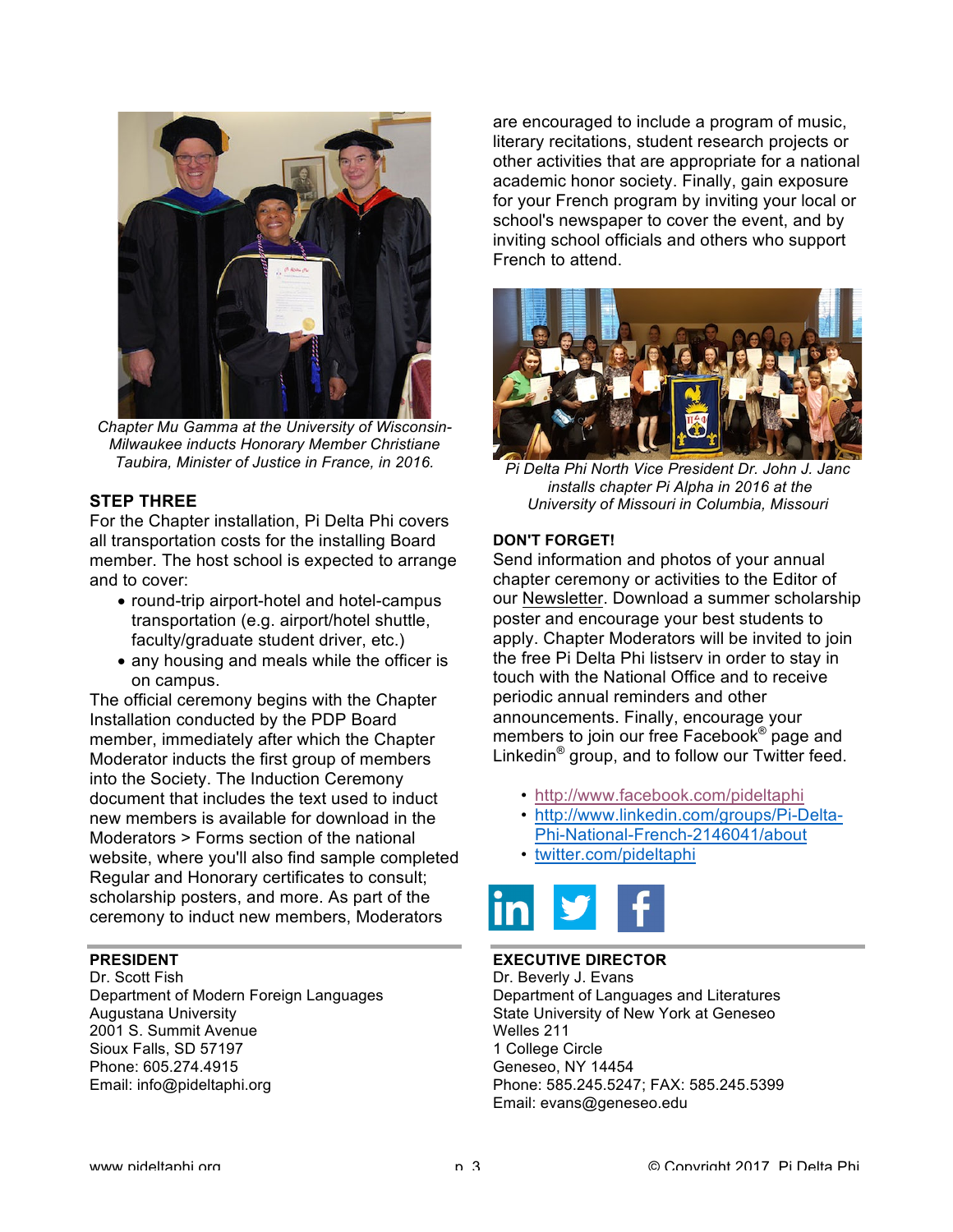*Chapter Mu Gamma at the University of Wisconsin-Milwaukee inducts Honorary Member Christiane Taubira, Minister of Justice in France, in 2016.*

### STEP THREE

For the Chapter installation, Pi Delta Phi covers all transportation costs for the installing Board member. The host school is expected to arrange and to cover:

- round-trip airport-hotel and hotel-campus transportation (e.g. airport/hotel shuttle, faculty/graduate student driver, etc.)
- any housing and meals while the officer is on campus.

The official ceremony begins with the Chapter Installation conducted by the PDP Board member, immediately after which the Chapter Moderator inducts the first group of members into the Society. The Induction Ceremony document that includes the text used to induct new members is available for download in the Moderators > Forms section of the national website, where you'll also find sample completed Regular and Honorary certificates to consult; scholarship posters, and more. As part of the ceremony to induct new members, Moderators are encouraged to include a program of music, literary recitations, student research projects or other activities that are appropriate for a national academic honor society. Finally, gain exposure for your French program by inviting your local or school's newspaper to cover the event, and by inviting school officials and others who support French to attend.

*Pi Delta Phi North Vice President Dr. John J. Janc installs chapter Pi Alpha in 2016 at the University of Missouri in Columbia, Missouri*

### DON'T FORGET!

Send information and photos of your annual chapter ceremony or activities to the Editor of our Newsletter. Download a summer scholarship poster and encourage your best students to apply. Chapter Moderators will be invited to join the free Pi Delta Phi listserv in order to stay in touch with the National Office and to receive periodic annual reminders and other announcements. Finally, encourage your members to join our free Facebook® page and Linkedin® group, and to follow our Twitter feed.

- http://www.facebook.com/pideltaphi
- http://www.linkedin.com/groups/Pi-Delta-Phi-National-French-2146041/about
- twitter.com/pideltaphi

**PRESIDENT**
Dr. Scott Fish
Department of Modern Foreign Languages
Augustana University
2001 S. Summit Avenue
Sioux Falls, SD 57197
Phone: 605.274.4915
Email: info@pideltaphi.org

**EXECUTIVE DIRECTOR**
Dr. Beverly J. Evans
Department of Languages and Literatures
State University of New York at Geneseo
Welles 211
1 College Circle
Geneseo, NY 14454
Phone: 585.245.5247; FAX: 585.245.5399
Email: evans@geneseo.edu